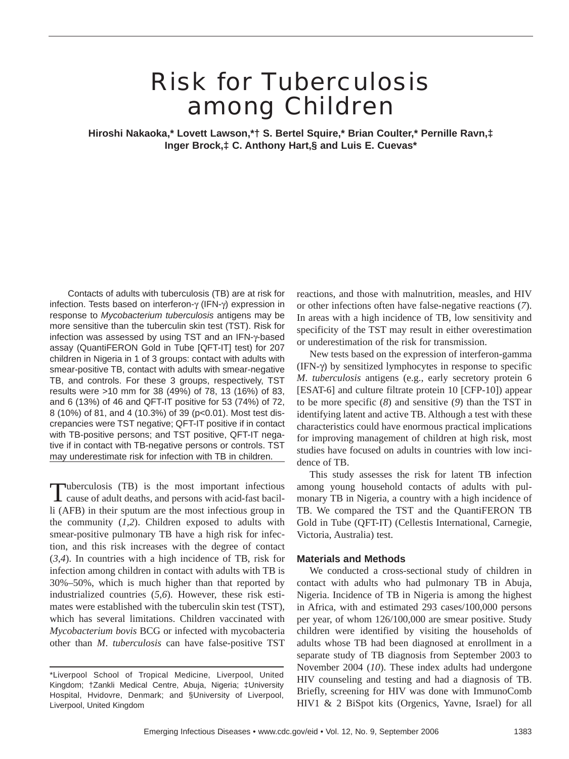# Risk for Tuberculosis among Children

**Hiroshi Nakaoka,* Lovett Lawson,*† S. Bertel Squire,* Brian Coulter,* Pernille Ravn,‡ Inger Brock,‡ C. Anthony Hart,§ and Luis E. Cuevas***

Contacts of adults with tuberculosis (TB) are at risk for infection. Tests based on interferon-γ (IFN-γ) expression in response to *Mycobacterium tuberculosis* antigens may be more sensitive than the tuberculin skin test (TST). Risk for infection was assessed by using TST and an IFN-γ-based assay (QuantiFERON Gold in Tube [QFT-IT] test) for 207 children in Nigeria in 1 of 3 groups: contact with adults with smear-positive TB, contact with adults with smear-negative TB, and controls. For these 3 groups, respectively, TST results were >10 mm for 38 (49%) of 78, 13 (16%) of 83, and 6 (13%) of 46 and QFT-IT positive for 53 (74%) of 72, 8 (10%) of 81, and 4 (10.3%) of 39 ($p<0.01$). Most test discrepancies were TST negative; QFT-IT positive if in contact with TB-positive persons; and TST positive, QFT-IT negative if in contact with TB-negative persons or controls. TST may underestimate risk for infection with TB in children.

Tuberculosis (TB) is the most important infectious cause of adult deaths, and persons with acid-fast bacilli (AFB) in their sputum are the most infectious group in the community (*1*,*2*). Children exposed to adults with smear-positive pulmonary TB have a high risk for infection, and this risk increases with the degree of contact (*3*,*4*). In countries with a high incidence of TB, risk for infection among children in contact with adults with TB is 30%–50%, which is much higher than that reported by industrialized countries (*5*,*6*). However, these risk estimates were established with the tuberculin skin test (TST), which has several limitations. Children vaccinated with *Mycobacterium bovis* BCG or infected with mycobacteria other than *M. tuberculosis* can have false-positive TST reactions, and those with malnutrition, measles, and HIV or other infections often have false-negative reactions (*7*). In areas with a high incidence of TB, low sensitivity and specificity of the TST may result in either overestimation or underestimation of the risk for transmission.

New tests based on the expression of interferon-gamma (IFN-γ) by sensitized lymphocytes in response to specific *M. tuberculosis* antigens (e.g., early secretory protein 6 [ESAT-6] and culture filtrate protein 10 [CFP-10]) appear to be more specific (*8*) and sensitive (*9*) than the TST in identifying latent and active TB. Although a test with these characteristics could have enormous practical implications for improving management of children at high risk, most studies have focused on adults in countries with low incidence of TB.

This study assesses the risk for latent TB infection among young household contacts of adults with pulmonary TB in Nigeria, a country with a high incidence of TB. We compared the TST and the QuantiFERON TB Gold in Tube (QFT-IT) (Cellestis International, Carnegie, Victoria, Australia) test.

## Materials and Methods

We conducted a cross-sectional study of children in contact with adults who had pulmonary TB in Abuja, Nigeria. Incidence of TB in Nigeria is among the highest in Africa, with and estimated 293 cases/100,000 persons per year, of whom 126/100,000 are smear positive. Study children were identified by visiting the households of adults whose TB had been diagnosed at enrollment in a separate study of TB diagnosis from September 2003 to November 2004 (*10*). These index adults had undergone HIV counseling and testing and had a diagnosis of TB. Briefly, screening for HIV was done with ImmunoComb HIV1 & 2 BiSpot kits (Orgenics, Yavne, Israel) for all

*Liverpool School of Tropical Medicine, Liverpool, United Kingdom; †Zankli Medical Centre, Abuja, Nigeria; ‡University Hospital, Hvidovre, Denmark; and §University of Liverpool, Liverpool, United Kingdom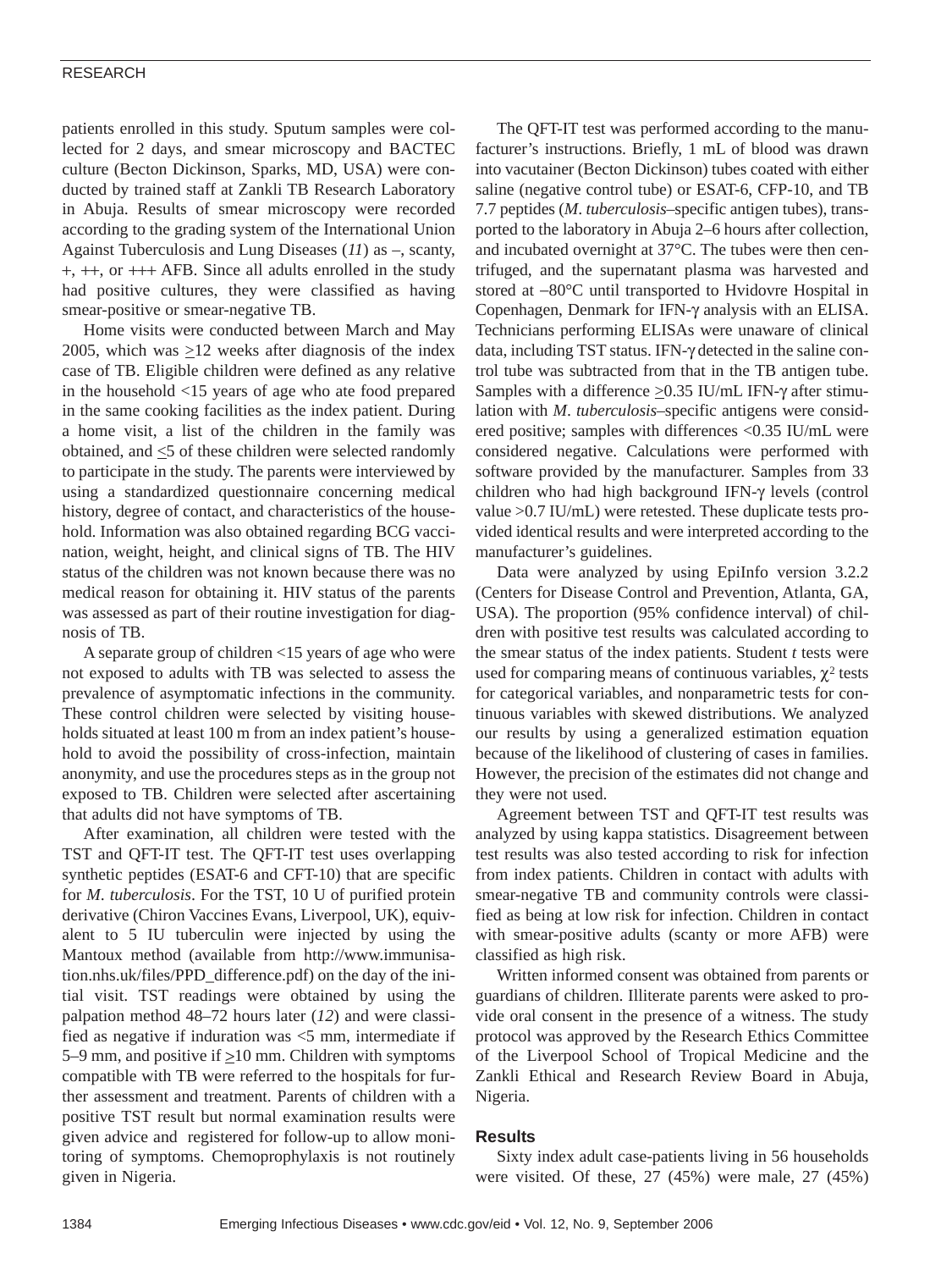patients enrolled in this study. Sputum samples were collected for 2 days, and smear microscopy and BACTEC culture (Becton Dickinson, Sparks, MD, USA) were conducted by trained staff at Zankli TB Research Laboratory in Abuja. Results of smear microscopy were recorded according to the grading system of the International Union Against Tuberculosis and Lung Diseases (*11*) as –, scanty, +, ++, or +++ AFB. Since all adults enrolled in the study had positive cultures, they were classified as having smear-positive or smear-negative TB.

Home visits were conducted between March and May 2005, which was ≥12 weeks after diagnosis of the index case of TB. Eligible children were defined as any relative in the household <15 years of age who ate food prepared in the same cooking facilities as the index patient. During a home visit, a list of the children in the family was obtained, and ≤5 of these children were selected randomly to participate in the study. The parents were interviewed by using a standardized questionnaire concerning medical history, degree of contact, and characteristics of the household. Information was also obtained regarding BCG vaccination, weight, height, and clinical signs of TB. The HIV status of the children was not known because there was no medical reason for obtaining it. HIV status of the parents was assessed as part of their routine investigation for diagnosis of TB.

A separate group of children <15 years of age who were not exposed to adults with TB was selected to assess the prevalence of asymptomatic infections in the community. These control children were selected by visiting households situated at least 100 m from an index patient's household to avoid the possibility of cross-infection, maintain anonymity, and use the procedures steps as in the group not exposed to TB. Children were selected after ascertaining that adults did not have symptoms of TB.

After examination, all children were tested with the TST and QFT-IT test. The QFT-IT test uses overlapping synthetic peptides (ESAT-6 and CFT-10) that are specific for *M. tuberculosis*. For the TST, 10 U of purified protein derivative (Chiron Vaccines Evans, Liverpool, UK), equivalent to 5 IU tuberculin were injected by using the Mantoux method (available from http://www.immunisation.nhs.uk/files/PPD_difference.pdf) on the day of the initial visit. TST readings were obtained by using the palpation method 48–72 hours later (*12*) and were classified as negative if induration was <5 mm, intermediate if 5–9 mm, and positive if ≥10 mm. Children with symptoms compatible with TB were referred to the hospitals for further assessment and treatment. Parents of children with a positive TST result but normal examination results were given advice and registered for follow-up to allow monitoring of symptoms. Chemoprophylaxis is not routinely given in Nigeria.

The QFT-IT test was performed according to the manufacturer's instructions. Briefly, 1 mL of blood was drawn into vacutainer (Becton Dickinson) tubes coated with either saline (negative control tube) or ESAT-6, CFP-10, and TB 7.7 peptides (*M. tuberculosis*–specific antigen tubes), transported to the laboratory in Abuja 2–6 hours after collection, and incubated overnight at 37°C. The tubes were then centrifuged, and the supernatant plasma was harvested and stored at –80°C until transported to Hvidovre Hospital in Copenhagen, Denmark for IFN-γ analysis with an ELISA. Technicians performing ELISAs were unaware of clinical data, including TST status. IFN-γ detected in the saline control tube was subtracted from that in the TB antigen tube. Samples with a difference ≥0.35 IU/mL IFN-γ after stimulation with *M. tuberculosis*–specific antigens were considered positive; samples with differences <0.35 IU/mL were considered negative. Calculations were performed with software provided by the manufacturer. Samples from 33 children who had high background IFN-γ levels (control value >0.7 IU/mL) were retested. These duplicate tests provided identical results and were interpreted according to the manufacturer's guidelines.

Data were analyzed by using EpiInfo version 3.2.2 (Centers for Disease Control and Prevention, Atlanta, GA, USA). The proportion (95% confidence interval) of children with positive test results was calculated according to the smear status of the index patients. Student *t* tests were used for comparing means of continuous variables, $\chi^2$ tests for categorical variables, and nonparametric tests for continuous variables with skewed distributions. We analyzed our results by using a generalized estimation equation because of the likelihood of clustering of cases in families. However, the precision of the estimates did not change and they were not used.

Agreement between TST and QFT-IT test results was analyzed by using kappa statistics. Disagreement between test results was also tested according to risk for infection from index patients. Children in contact with adults with smear-negative TB and community controls were classified as being at low risk for infection. Children in contact with smear-positive adults (scanty or more AFB) were classified as high risk.

Written informed consent was obtained from parents or guardians of children. Illiterate parents were asked to provide oral consent in the presence of a witness. The study protocol was approved by the Research Ethics Committee of the Liverpool School of Tropical Medicine and the Zankli Ethical and Research Review Board in Abuja, Nigeria.

## Results

Sixty index adult case-patients living in 56 households were visited. Of these, 27 (45%) were male, 27 (45%)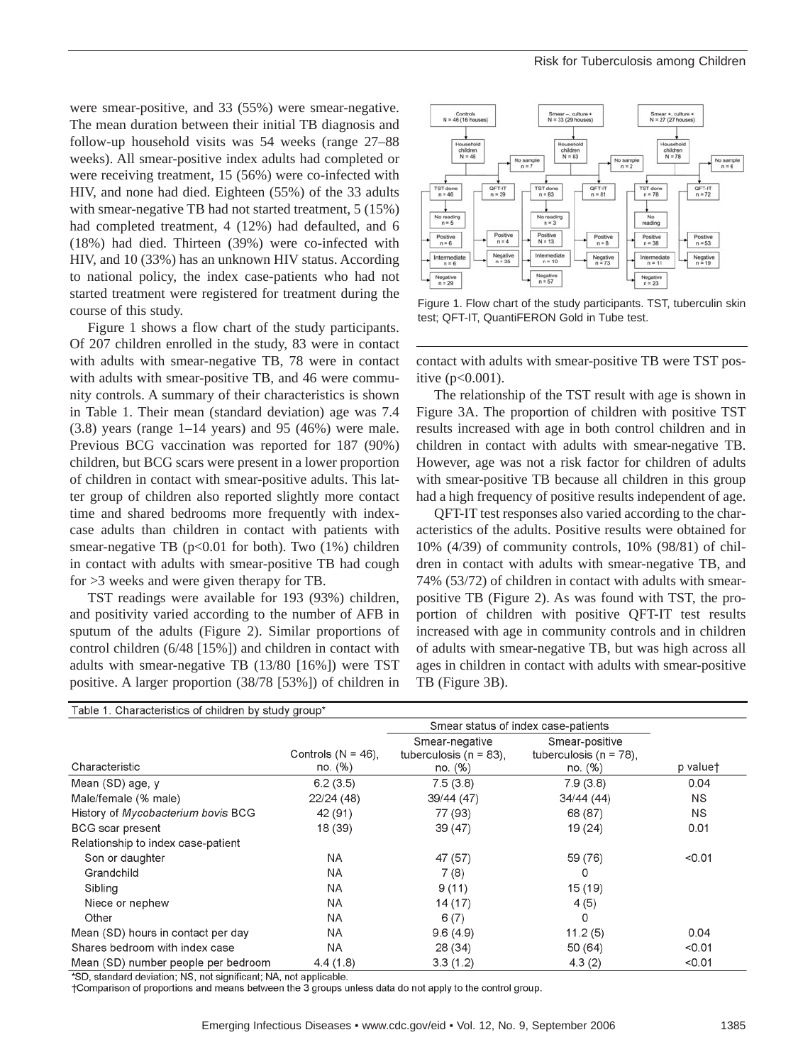were smear-positive, and 33 (55%) were smear-negative. The mean duration between their initial TB diagnosis and follow-up household visits was 54 weeks (range 27–88 weeks). All smear-positive index adults had completed or were receiving treatment, 15 (56%) were co-infected with HIV, and none had died. Eighteen (55%) of the 33 adults with smear-negative TB had not started treatment, 5 (15%) had completed treatment, 4 (12%) had defaulted, and 6 (18%) had died. Thirteen (39%) were co-infected with HIV, and 10 (33%) has an unknown HIV status. According to national policy, the index case-patients who had not started treatment were registered for treatment during the course of this study.

Figure 1 shows a flow chart of the study participants. Of 207 children enrolled in the study, 83 were in contact with adults with smear-negative TB, 78 were in contact with adults with smear-positive TB, and 46 were community controls. A summary of their characteristics is shown in Table 1. Their mean (standard deviation) age was 7.4 (3.8) years (range 1–14 years) and 95 (46%) were male. Previous BCG vaccination was reported for 187 (90%) children, but BCG scars were present in a lower proportion of children in contact with smear-positive adults. This latter group of children also reported slightly more contact time and shared bedrooms more frequently with index-case adults than children in contact with patients with smear-negative TB (p<0.01 for both). Two (1%) children in contact with adults with smear-positive TB had cough for >3 weeks and were given therapy for TB.

TST readings were available for 193 (93%) children, and positivity varied according to the number of AFB in sputum of the adults (Figure 2). Similar proportions of control children (6/48 [15%]) and children in contact with adults with smear-negative TB (13/80 [16%]) were TST positive. A larger proportion (38/78 [53%]) of children in contact with adults with smear-positive TB were TST positive (p<0.001).

Figure 1. Flow chart of the study participants. TST, tuberculin skin test; QFT-IT, QuantiFERON Gold in Tube test.

The relationship of the TST result with age is shown in Figure 3A. The proportion of children with positive TST results increased with age in both control children and in children in contact with adults with smear-negative TB. However, age was not a risk factor for children of adults with smear-positive TB because all children in this group had a high frequency of positive results independent of age.

QFT-IT test responses also varied according to the characteristics of the adults. Positive results were obtained for 10% (4/39) of community controls, 10% (98/81) of children in contact with adults with smear-negative TB, and 74% (53/72) of children in contact with adults with smear-positive TB (Figure 2). As was found with TST, the proportion of children with positive QFT-IT test results increased with age in community controls and in children of adults with smear-negative TB, but was high across all ages in children in contact with adults with smear-positive TB (Figure 3B).

Table 1. Characteristics of children by study group*

| Characteristic | Controls (N = 46), no. (%) | Smear status of index case-patients: Smear-negative tuberculosis (n = 83), no. (%) | Smear status of index case-patients: Smear-positive tuberculosis (n = 78), no. (%) | p value† |
|---|---|---|---|---|
| Mean (SD) age, y | 6.2 (3.5) | 7.5 (3.8) | 7.9 (3.8) | 0.04 |
| Male/female (% male) | 22/24 (48) | 39/44 (47) | 34/44 (44) | NS |
| History of *Mycobacterium bovis* BCG | 42 (91) | 77 (93) | 68 (87) | NS |
| BCG scar present | 18 (39) | 39 (47) | 19 (24) | 0.01 |
| Relationship to index case-patient | | | | |
| Son or daughter | NA | 47 (57) | 59 (76) | <0.01 |
| Grandchild | NA | 7 (8) | 0 | |
| Sibling | NA | 9 (11) | 15 (19) | |
| Niece or nephew | NA | 14 (17) | 4 (5) | |
| Other | NA | 6 (7) | 0 | |
| Mean (SD) hours in contact per day | NA | 9.6 (4.9) | 11.2 (5) | 0.04 |
| Shares bedroom with index case | NA | 28 (34) | 50 (64) | <0.01 |
| Mean (SD) number people per bedroom | 4.4 (1.8) | 3.3 (1.2) | 4.3 (2) | <0.01 |

*SD, standard deviation; NS, not significant; NA, not applicable.
†Comparison of proportions and means between the 3 groups unless data do not apply to the control group.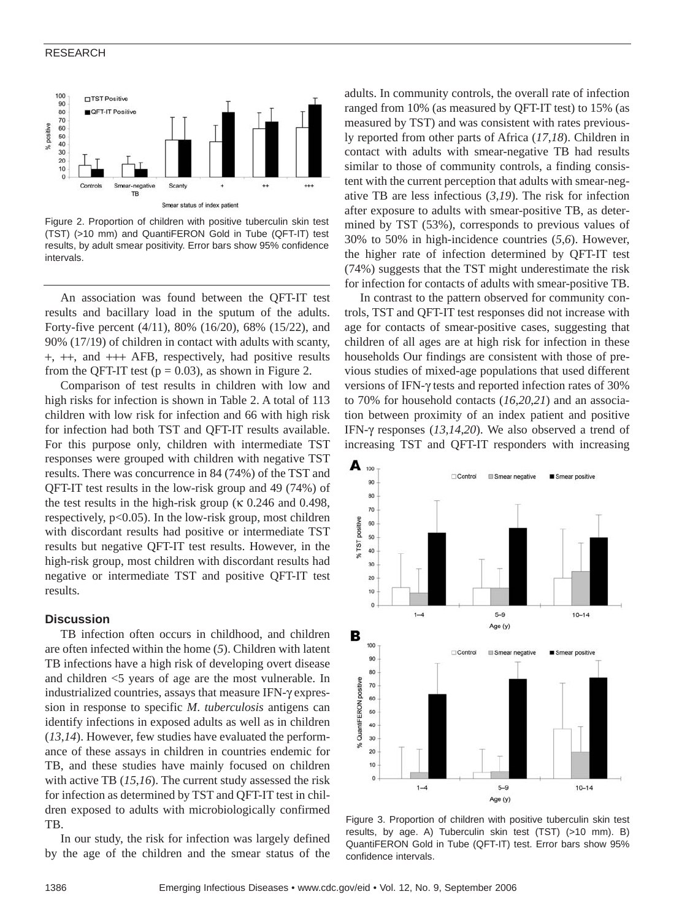Figure 2. Proportion of children with positive tuberculin skin test (TST) (>10 mm) and QuantiFERON Gold in Tube (QFT-IT) test results, by adult smear positivity. Error bars show 95% confidence intervals.

An association was found between the QFT-IT test results and bacillary load in the sputum of the adults. Forty-five percent (4/11), 80% (16/20), 68% (15/22), and 90% (17/19) of children in contact with adults with scanty, +, ++, and +++ AFB, respectively, had positive results from the QFT-IT test ($p = 0.03$), as shown in Figure 2.

Comparison of test results in children with low and high risks for infection is shown in Table 2. A total of 113 children with low risk for infection and 66 with high risk for infection had both TST and QFT-IT results available. For this purpose only, children with intermediate TST responses were grouped with children with negative TST results. There was concurrence in 84 (74%) of the TST and QFT-IT test results in the low-risk group and 49 (74%) of the test results in the high-risk group (κ 0.246 and 0.498, respectively, $p<0.05$). In the low-risk group, most children with discordant results had positive or intermediate TST results but negative QFT-IT test results. However, in the high-risk group, most children with discordant results had negative or intermediate TST and positive QFT-IT test results.

## Discussion

TB infection often occurs in childhood, and children are often infected within the home (*5*). Children with latent TB infections have a high risk of developing overt disease and children <5 years of age are the most vulnerable. In industrialized countries, assays that measure IFN-γ expression in response to specific *M. tuberculosis* antigens can identify infections in exposed adults as well as in children (*13*,*14*). However, few studies have evaluated the performance of these assays in children in countries endemic for TB, and these studies have mainly focused on children with active TB (*15*,*16*). The current study assessed the risk for infection as determined by TST and QFT-IT test in children exposed to adults with microbiologically confirmed TB.

In our study, the risk for infection was largely defined by the age of the children and the smear status of the adults. In community controls, the overall rate of infection ranged from 10% (as measured by QFT-IT test) to 15% (as measured by TST) and was consistent with rates previously reported from other parts of Africa (*17*,*18*). Children in contact with adults with smear-negative TB had results similar to those of community controls, a finding consistent with the current perception that adults with smear-negative TB are less infectious (*3*,*19*). The risk for infection after exposure to adults with smear-positive TB, as determined by TST (53%), corresponds to previous values of 30% to 50% in high-incidence countries (*5*,*6*). However, the higher rate of infection determined by QFT-IT test (74%) suggests that the TST might underestimate the risk for infection for contacts of adults with smear-positive TB.

In contrast to the pattern observed for community controls, TST and QFT-IT test responses did not increase with age for contacts of smear-positive cases, suggesting that children of all ages are at high risk for infection in these households Our findings are consistent with those of previous studies of mixed-age populations that used different versions of IFN-γ tests and reported infection rates of 30% to 70% for household contacts (*16*,*20*,*21*) and an association between proximity of an index patient and positive IFN-γ responses (*13*,*14*,*20*). We also observed a trend of increasing TST and QFT-IT responders with increasing

Figure 3. Proportion of children with positive tuberculin skin test results, by age. A) Tuberculin skin test (TST) (>10 mm). B) QuantiFERON Gold in Tube (QFT-IT) test. Error bars show 95% confidence intervals.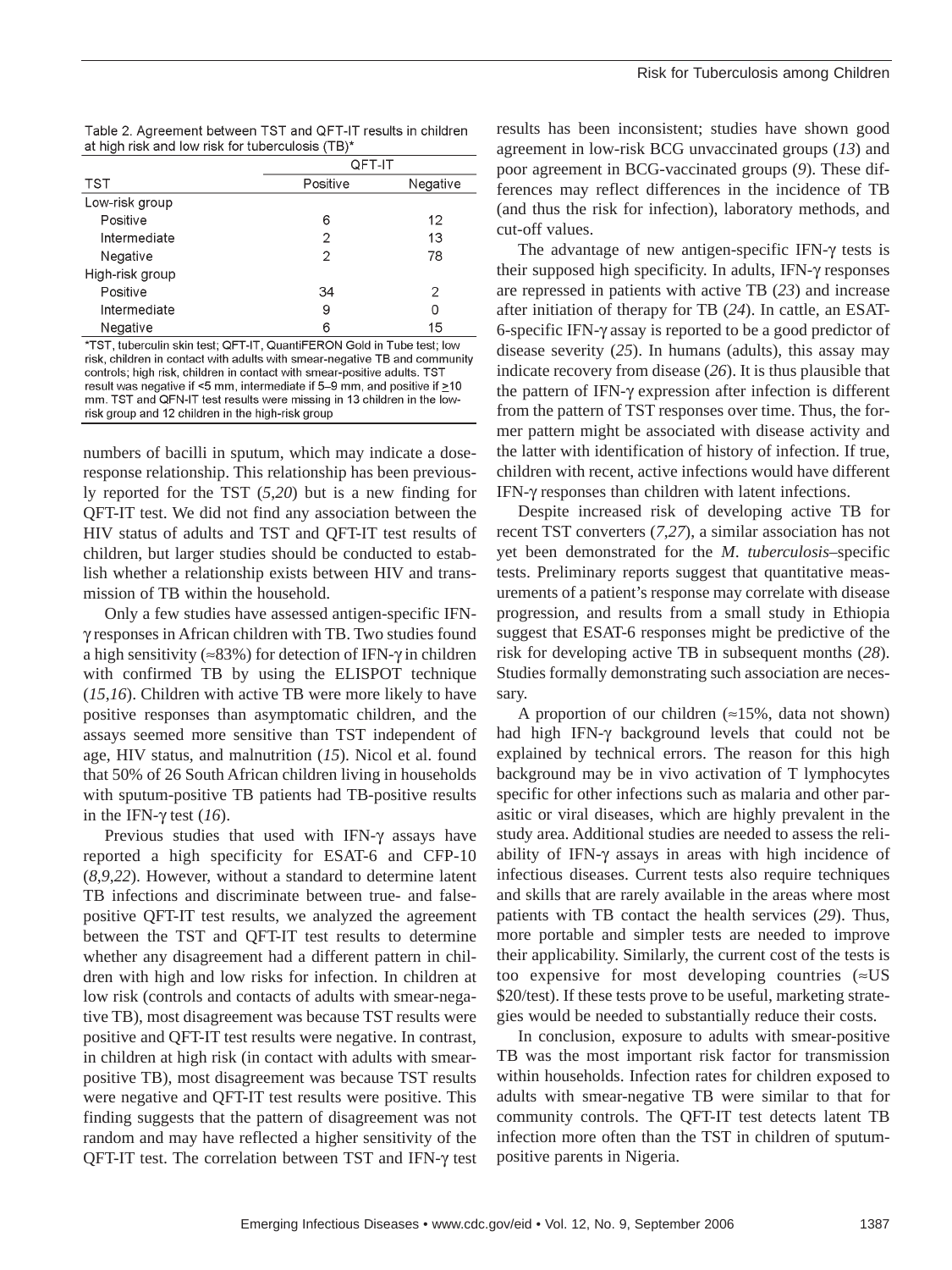Table 2. Agreement between TST and QFT-IT results in children at high risk and low risk for tuberculosis (TB)*

| TST | QFT-IT | |
|---|---|---|
| | Positive | Negative |
| Low-risk group | | |
| Positive | 6 | 12 |
| Intermediate | 2 | 13 |
| Negative | 2 | 78 |
| High-risk group | | |
| Positive | 34 | 2 |
| Intermediate | 9 | 0 |
| Negative | 6 | 15 |

*TST, tuberculin skin test; QFT-IT, QuantiFERON Gold in Tube test; low risk, children in contact with adults with smear-negative TB and community controls; high risk, children in contact with smear-positive adults. TST result was negative if <5 mm, intermediate if 5–9 mm, and positive if ≥10 mm. TST and QFN-IT test results were missing in 13 children in the low-risk group and 12 children in the high-risk group

numbers of bacilli in sputum, which may indicate a dose-response relationship. This relationship has been previously reported for the TST (*5*,*20*) but is a new finding for QFT-IT test. We did not find any association between the HIV status of adults and TST and QFT-IT test results of children, but larger studies should be conducted to establish whether a relationship exists between HIV and transmission of TB within the household.

Only a few studies have assessed antigen-specific IFN-γ responses in African children with TB. Two studies found a high sensitivity (≈83%) for detection of IFN-γ in children with confirmed TB by using the ELISPOT technique (*15*,*16*). Children with active TB were more likely to have positive responses than asymptomatic children, and the assays seemed more sensitive than TST independent of age, HIV status, and malnutrition (*15*). Nicol et al. found that 50% of 26 South African children living in households with sputum-positive TB patients had TB-positive results in the IFN-γ test (*16*).

Previous studies that used with IFN-γ assays have reported a high specificity for ESAT-6 and CFP-10 (*8*,*9*,*22*). However, without a standard to determine latent TB infections and discriminate between true- and false-positive QFT-IT test results, we analyzed the agreement between the TST and QFT-IT test results to determine whether any disagreement had a different pattern in children with high and low risks for infection. In children at low risk (controls and contacts of adults with smear-negative TB), most disagreement was because TST results were positive and QFT-IT test results were negative. In contrast, in children at high risk (in contact with adults with smear-positive TB), most disagreement was because TST results were negative and QFT-IT test results were positive. This finding suggests that the pattern of disagreement was not random and may have reflected a higher sensitivity of the QFT-IT test. The correlation between TST and IFN-γ test results has been inconsistent; studies have shown good agreement in low-risk BCG unvaccinated groups (*13*) and poor agreement in BCG-vaccinated groups (*9*). These differences may reflect differences in the incidence of TB (and thus the risk for infection), laboratory methods, and cut-off values.

The advantage of new antigen-specific IFN-γ tests is their supposed high specificity. In adults, IFN-γ responses are repressed in patients with active TB (*23*) and increase after initiation of therapy for TB (*24*). In cattle, an ESAT-6-specific IFN-γ assay is reported to be a good predictor of disease severity (*25*). In humans (adults), this assay may indicate recovery from disease (*26*). It is thus plausible that the pattern of IFN-γ expression after infection is different from the pattern of TST responses over time. Thus, the former pattern might be associated with disease activity and the latter with identification of history of infection. If true, children with recent, active infections would have different IFN-γ responses than children with latent infections.

Despite increased risk of developing active TB for recent TST converters (*7*,*27*), a similar association has not yet been demonstrated for the *M. tuberculosis*–specific tests. Preliminary reports suggest that quantitative measurements of a patient's response may correlate with disease progression, and results from a small study in Ethiopia suggest that ESAT-6 responses might be predictive of the risk for developing active TB in subsequent months (*28*). Studies formally demonstrating such association are necessary.

A proportion of our children (≈15%, data not shown) had high IFN-γ background levels that could not be explained by technical errors. The reason for this high background may be in vivo activation of T lymphocytes specific for other infections such as malaria and other parasitic or viral diseases, which are highly prevalent in the study area. Additional studies are needed to assess the reliability of IFN-γ assays in areas with high incidence of infectious diseases. Current tests also require techniques and skills that are rarely available in the areas where most patients with TB contact the health services (*29*). Thus, more portable and simpler tests are needed to improve their applicability. Similarly, the current cost of the tests is too expensive for most developing countries (≈US $20/test). If these tests prove to be useful, marketing strategies would be needed to substantially reduce their costs.

In conclusion, exposure to adults with smear-positive TB was the most important risk factor for transmission within households. Infection rates for children exposed to adults with smear-negative TB were similar to that for community controls. The QFT-IT test detects latent TB infection more often than the TST in children of sputum-positive parents in Nigeria.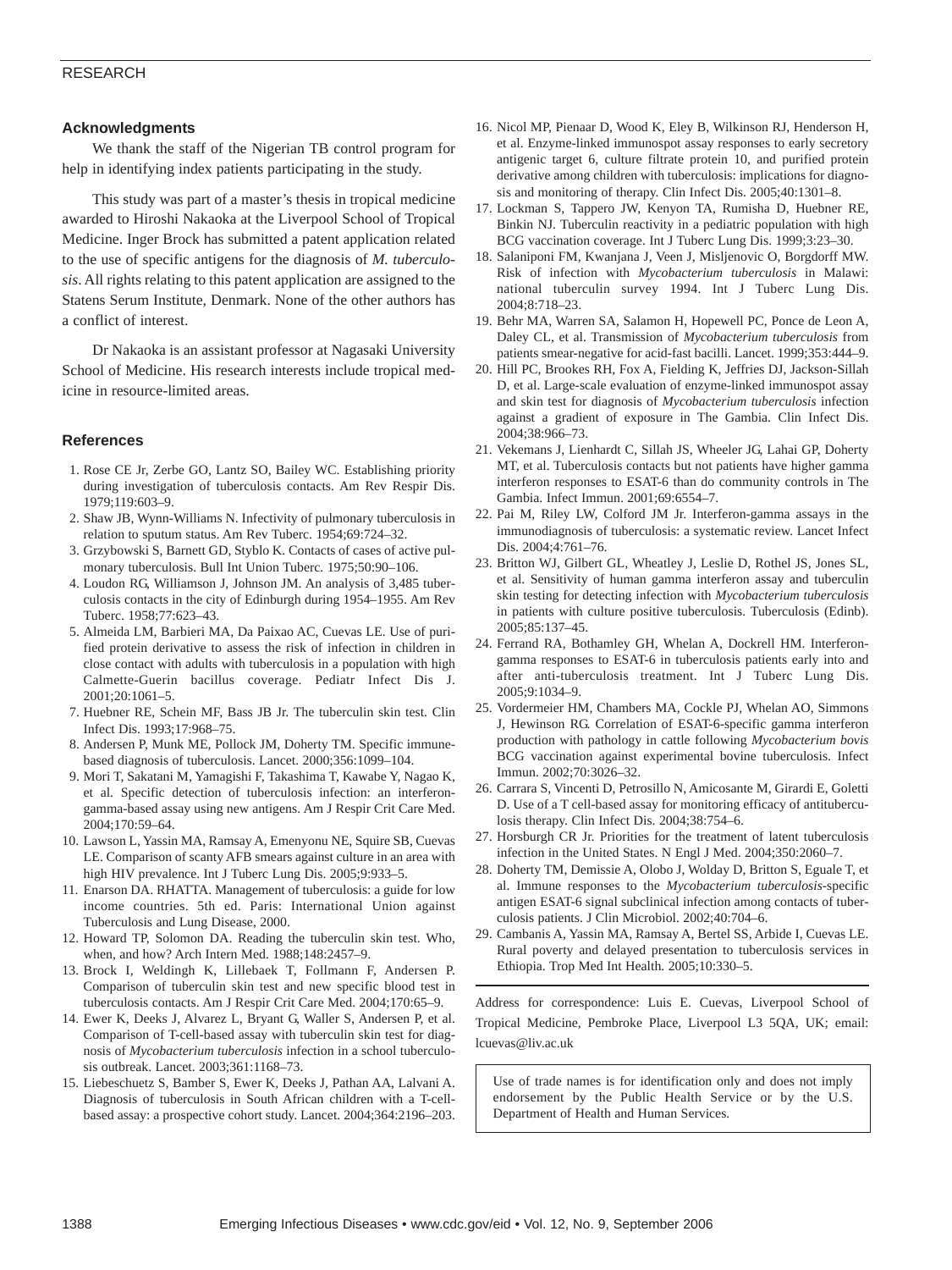## Acknowledgments

We thank the staff of the Nigerian TB control program for help in identifying index patients participating in the study.

This study was part of a master's thesis in tropical medicine awarded to Hiroshi Nakaoka at the Liverpool School of Tropical Medicine. Inger Brock has submitted a patent application related to the use of specific antigens for the diagnosis of *M. tuberculosis*. All rights relating to this patent application are assigned to the Statens Serum Institute, Denmark. None of the other authors has a conflict of interest.

Dr Nakaoka is an assistant professor at Nagasaki University School of Medicine. His research interests include tropical medicine in resource-limited areas.

## References

1. Rose CE Jr, Zerbe GO, Lantz SO, Bailey WC. Establishing priority during investigation of tuberculosis contacts. Am Rev Respir Dis. 1979;119:603–9.
2. Shaw JB, Wynn-Williams N. Infectivity of pulmonary tuberculosis in relation to sputum status. Am Rev Tuberc. 1954;69:724–32.
3. Grzybowski S, Barnett GD, Styblo K. Contacts of cases of active pulmonary tuberculosis. Bull Int Union Tuberc. 1975;50:90–106.
4. Loudon RG, Williamson J, Johnson JM. An analysis of 3,485 tuberculosis contacts in the city of Edinburgh during 1954–1955. Am Rev Tuberc. 1958;77:623–43.
5. Almeida LM, Barbieri MA, Da Paixao AC, Cuevas LE. Use of purified protein derivative to assess the risk of infection in children in close contact with adults with tuberculosis in a population with high Calmette-Guerin bacillus coverage. Pediatr Infect Dis J. 2001;20:1061–5.
7. Huebner RE, Schein MF, Bass JB Jr. The tuberculin skin test. Clin Infect Dis. 1993;17:968–75.
8. Andersen P, Munk ME, Pollock JM, Doherty TM. Specific immune-based diagnosis of tuberculosis. Lancet. 2000;356:1099–104.
9. Mori T, Sakatani M, Yamagishi F, Takashima T, Kawabe Y, Nagao K, et al. Specific detection of tuberculosis infection: an interferon-gamma-based assay using new antigens. Am J Respir Crit Care Med. 2004;170:59–64.
10. Lawson L, Yassin MA, Ramsay A, Emenyonu NE, Squire SB, Cuevas LE. Comparison of scanty AFB smears against culture in an area with high HIV prevalence. Int J Tuberc Lung Dis. 2005;9:933–5.
11. Enarson DA. RHATTA. Management of tuberculosis: a guide for low income countries. 5th ed. Paris: International Union against Tuberculosis and Lung Disease, 2000.
12. Howard TP, Solomon DA. Reading the tuberculin skin test. Who, when, and how? Arch Intern Med. 1988;148:2457–9.
13. Brock I, Weldingh K, Lillebaek T, Follmann F, Andersen P. Comparison of tuberculin skin test and new specific blood test in tuberculosis contacts. Am J Respir Crit Care Med. 2004;170:65–9.
14. Ewer K, Deeks J, Alvarez L, Bryant G, Waller S, Andersen P, et al. Comparison of T-cell-based assay with tuberculin skin test for diagnosis of *Mycobacterium tuberculosis* infection in a school tuberculosis outbreak. Lancet. 2003;361:1168–73.
15. Liebeschuetz S, Bamber S, Ewer K, Deeks J, Pathan AA, Lalvani A. Diagnosis of tuberculosis in South African children with a T-cell-based assay: a prospective cohort study. Lancet. 2004;364:2196–203.
16. Nicol MP, Pienaar D, Wood K, Eley B, Wilkinson RJ, Henderson H, et al. Enzyme-linked immunospot assay responses to early secretory antigenic target 6, culture filtrate protein 10, and purified protein derivative among children with tuberculosis: implications for diagnosis and monitoring of therapy. Clin Infect Dis. 2005;40:1301–8.
17. Lockman S, Tappero JW, Kenyon TA, Rumisha D, Huebner RE, Binkin NJ. Tuberculin reactivity in a pediatric population with high BCG vaccination coverage. Int J Tuberc Lung Dis. 1999;3:23–30.
18. Salaniponi FM, Kwanjana J, Veen J, Misljenovic O, Borgdorff MW. Risk of infection with *Mycobacterium tuberculosis* in Malawi: national tuberculin survey 1994. Int J Tuberc Lung Dis. 2004;8:718–23.
19. Behr MA, Warren SA, Salamon H, Hopewell PC, Ponce de Leon A, Daley CL, et al. Transmission of *Mycobacterium tuberculosis* from patients smear-negative for acid-fast bacilli. Lancet. 1999;353:444–9.
20. Hill PC, Brookes RH, Fox A, Fielding K, Jeffries DJ, Jackson-Sillah D, et al. Large-scale evaluation of enzyme-linked immunospot assay and skin test for diagnosis of *Mycobacterium tuberculosis* infection against a gradient of exposure in The Gambia. Clin Infect Dis. 2004;38:966–73.
21. Vekemans J, Lienhardt C, Sillah JS, Wheeler JG, Lahai GP, Doherty MT, et al. Tuberculosis contacts but not patients have higher gamma interferon responses to ESAT-6 than do community controls in The Gambia. Infect Immun. 2001;69:6554–7.
22. Pai M, Riley LW, Colford JM Jr. Interferon-gamma assays in the immunodiagnosis of tuberculosis: a systematic review. Lancet Infect Dis. 2004;4:761–76.
23. Britton WJ, Gilbert GL, Wheatley J, Leslie D, Rothel JS, Jones SL, et al. Sensitivity of human gamma interferon assay and tuberculin skin testing for detecting infection with *Mycobacterium tuberculosis* in patients with culture positive tuberculosis. Tuberculosis (Edinb). 2005;85:137–45.
24. Ferrand RA, Bothamley GH, Whelan A, Dockrell HM. Interferon-gamma responses to ESAT-6 in tuberculosis patients early into and after anti-tuberculosis treatment. Int J Tuberc Lung Dis. 2005;9:1034–9.
25. Vordermeier HM, Chambers MA, Cockle PJ, Whelan AO, Simmons J, Hewinson RG. Correlation of ESAT-6-specific gamma interferon production with pathology in cattle following *Mycobacterium bovis* BCG vaccination against experimental bovine tuberculosis. Infect Immun. 2002;70:3026–32.
26. Carrara S, Vincenti D, Petrosillo N, Amicosante M, Girardi E, Goletti D. Use of a T cell-based assay for monitoring efficacy of antituberculosis therapy. Clin Infect Dis. 2004;38:754–6.
27. Horsburgh CR Jr. Priorities for the treatment of latent tuberculosis infection in the United States. N Engl J Med. 2004;350:2060–7.
28. Doherty TM, Demissie A, Olobo J, Wolday D, Britton S, Eguale T, et al. Immune responses to the *Mycobacterium tuberculosis*-specific antigen ESAT-6 signal subclinical infection among contacts of tuberculosis patients. J Clin Microbiol. 2002;40:704–6.
29. Cambanis A, Yassin MA, Ramsay A, Bertel SS, Arbide I, Cuevas LE. Rural poverty and delayed presentation to tuberculosis services in Ethiopia. Trop Med Int Health. 2005;10:330–5.

Address for correspondence: Luis E. Cuevas, Liverpool School of Tropical Medicine, Pembroke Place, Liverpool L3 5QA, UK; email: lcuevas@liv.ac.uk

Use of trade names is for identification only and does not imply endorsement by the Public Health Service or by the U.S. Department of Health and Human Services.